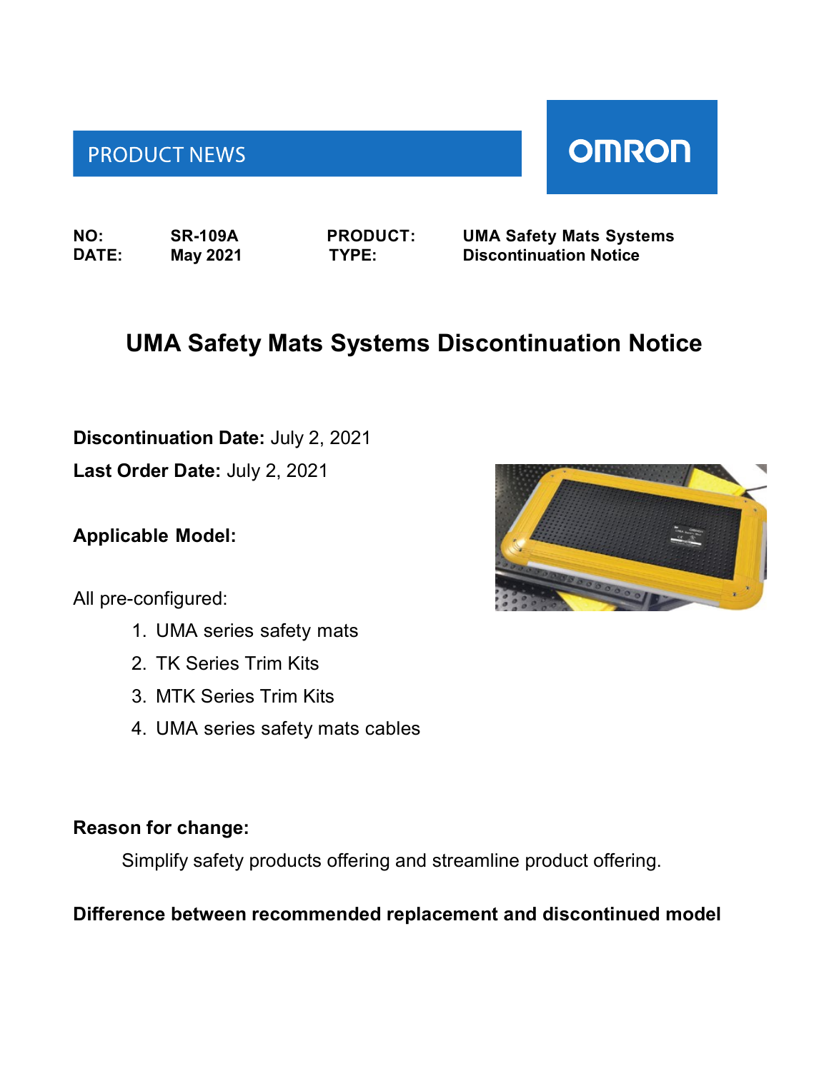PRODUCT NEWS

OMRON

| | | | |
|---|---|---|---|
| **NO:** | **SR-109A** | **PRODUCT:** | **UMA Safety Mats Systems** |
| **DATE:** | **May 2021** | **TYPE:** | **Discontinuation Notice** |

# UMA Safety Mats Systems Discontinuation Notice

**Discontinuation Date:** July 2, 2021

**Last Order Date:** July 2, 2021

**Applicable Model:**

All pre-configured:

1. UMA series safety mats
2. TK Series Trim Kits
3. MTK Series Trim Kits
4. UMA series safety mats cables

**Reason for change:**

Simplify safety products offering and streamline product offering.

**Difference between recommended replacement and discontinued model**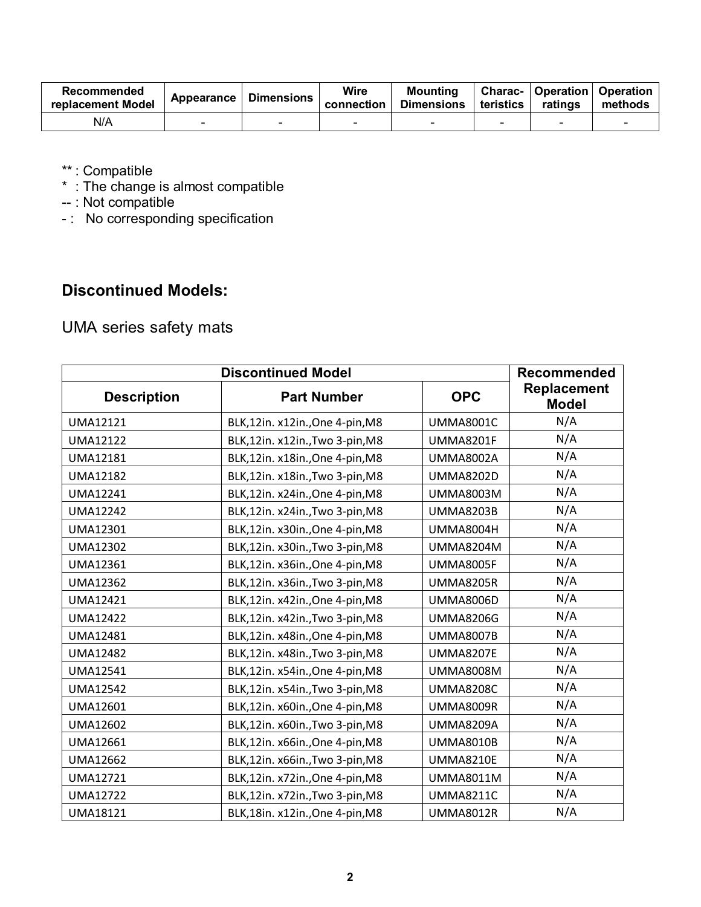| Recommended replacement Model | Appearance | Dimensions | Wire connection | Mounting Dimensions | Charac-teristics | Operation ratings | Operation methods |
|---|---|---|---|---|---|---|---|
| N/A | - | - | - | - | - | - | - |

** : Compatible
* : The change is almost compatible
-- : Not compatible
- : No corresponding specification

## Discontinued Models:

UMA series safety mats

| Discontinued Model | | | Recommended Replacement Model |
|---|---|---|---|
| Description | Part Number | OPC | |
| UMA12121 | BLK,12in. x12in.,One 4-pin,M8 | UMMA8001C | N/A |
| UMA12122 | BLK,12in. x12in.,Two 3-pin,M8 | UMMA8201F | N/A |
| UMA12181 | BLK,12in. x18in.,One 4-pin,M8 | UMMA8002A | N/A |
| UMA12182 | BLK,12in. x18in.,Two 3-pin,M8 | UMMA8202D | N/A |
| UMA12241 | BLK,12in. x24in.,One 4-pin,M8 | UMMA8003M | N/A |
| UMA12242 | BLK,12in. x24in.,Two 3-pin,M8 | UMMA8203B | N/A |
| UMA12301 | BLK,12in. x30in.,One 4-pin,M8 | UMMA8004H | N/A |
| UMA12302 | BLK,12in. x30in.,Two 3-pin,M8 | UMMA8204M | N/A |
| UMA12361 | BLK,12in. x36in.,One 4-pin,M8 | UMMA8005F | N/A |
| UMA12362 | BLK,12in. x36in.,Two 3-pin,M8 | UMMA8205R | N/A |
| UMA12421 | BLK,12in. x42in.,One 4-pin,M8 | UMMA8006D | N/A |
| UMA12422 | BLK,12in. x42in.,Two 3-pin,M8 | UMMA8206G | N/A |
| UMA12481 | BLK,12in. x48in.,One 4-pin,M8 | UMMA8007B | N/A |
| UMA12482 | BLK,12in. x48in.,Two 3-pin,M8 | UMMA8207E | N/A |
| UMA12541 | BLK,12in. x54in.,One 4-pin,M8 | UMMA8008M | N/A |
| UMA12542 | BLK,12in. x54in.,Two 3-pin,M8 | UMMA8208C | N/A |
| UMA12601 | BLK,12in. x60in.,One 4-pin,M8 | UMMA8009R | N/A |
| UMA12602 | BLK,12in. x60in.,Two 3-pin,M8 | UMMA8209A | N/A |
| UMA12661 | BLK,12in. x66in.,One 4-pin,M8 | UMMA8010B | N/A |
| UMA12662 | BLK,12in. x66in.,Two 3-pin,M8 | UMMA8210E | N/A |
| UMA12721 | BLK,12in. x72in.,One 4-pin,M8 | UMMA8011M | N/A |
| UMA12722 | BLK,12in. x72in.,Two 3-pin,M8 | UMMA8211C | N/A |
| UMA18121 | BLK,18in. x12in.,One 4-pin,M8 | UMMA8012R | N/A |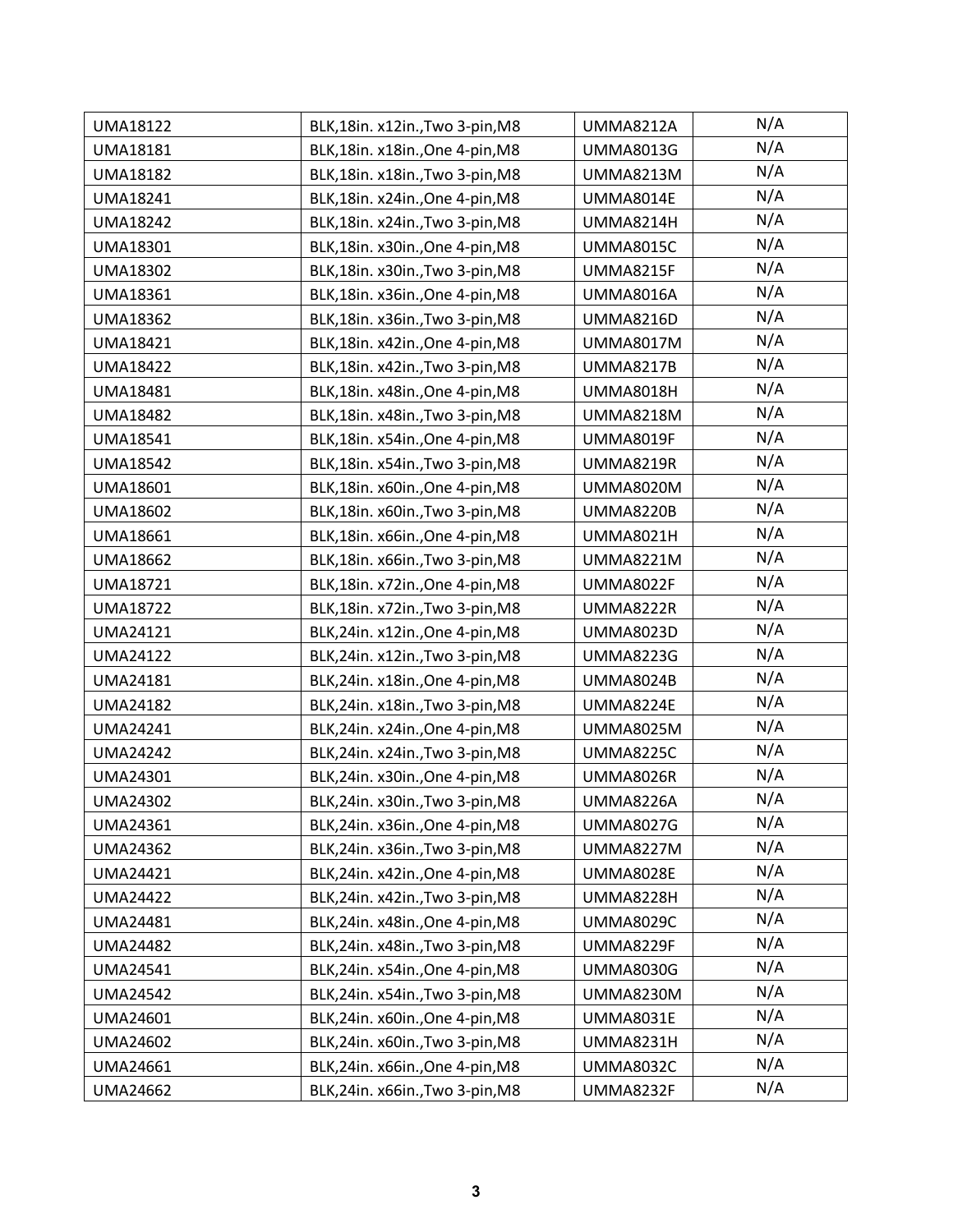| UMA18122 | BLK,18in. x12in.,Two 3-pin,M8 | UMMA8212A | N/A |
|---|---|---|---|
| UMA18181 | BLK,18in. x18in.,One 4-pin,M8 | UMMA8013G | N/A |
| UMA18182 | BLK,18in. x18in.,Two 3-pin,M8 | UMMA8213M | N/A |
| UMA18241 | BLK,18in. x24in.,One 4-pin,M8 | UMMA8014E | N/A |
| UMA18242 | BLK,18in. x24in.,Two 3-pin,M8 | UMMA8214H | N/A |
| UMA18301 | BLK,18in. x30in.,One 4-pin,M8 | UMMA8015C | N/A |
| UMA18302 | BLK,18in. x30in.,Two 3-pin,M8 | UMMA8215F | N/A |
| UMA18361 | BLK,18in. x36in.,One 4-pin,M8 | UMMA8016A | N/A |
| UMA18362 | BLK,18in. x36in.,Two 3-pin,M8 | UMMA8216D | N/A |
| UMA18421 | BLK,18in. x42in.,One 4-pin,M8 | UMMA8017M | N/A |
| UMA18422 | BLK,18in. x42in.,Two 3-pin,M8 | UMMA8217B | N/A |
| UMA18481 | BLK,18in. x48in.,One 4-pin,M8 | UMMA8018H | N/A |
| UMA18482 | BLK,18in. x48in.,Two 3-pin,M8 | UMMA8218M | N/A |
| UMA18541 | BLK,18in. x54in.,One 4-pin,M8 | UMMA8019F | N/A |
| UMA18542 | BLK,18in. x54in.,Two 3-pin,M8 | UMMA8219R | N/A |
| UMA18601 | BLK,18in. x60in.,One 4-pin,M8 | UMMA8020M | N/A |
| UMA18602 | BLK,18in. x60in.,Two 3-pin,M8 | UMMA8220B | N/A |
| UMA18661 | BLK,18in. x66in.,One 4-pin,M8 | UMMA8021H | N/A |
| UMA18662 | BLK,18in. x66in.,Two 3-pin,M8 | UMMA8221M | N/A |
| UMA18721 | BLK,18in. x72in.,One 4-pin,M8 | UMMA8022F | N/A |
| UMA18722 | BLK,18in. x72in.,Two 3-pin,M8 | UMMA8222R | N/A |
| UMA24121 | BLK,24in. x12in.,One 4-pin,M8 | UMMA8023D | N/A |
| UMA24122 | BLK,24in. x12in.,Two 3-pin,M8 | UMMA8223G | N/A |
| UMA24181 | BLK,24in. x18in.,One 4-pin,M8 | UMMA8024B | N/A |
| UMA24182 | BLK,24in. x18in.,Two 3-pin,M8 | UMMA8224E | N/A |
| UMA24241 | BLK,24in. x24in.,One 4-pin,M8 | UMMA8025M | N/A |
| UMA24242 | BLK,24in. x24in.,Two 3-pin,M8 | UMMA8225C | N/A |
| UMA24301 | BLK,24in. x30in.,One 4-pin,M8 | UMMA8026R | N/A |
| UMA24302 | BLK,24in. x30in.,Two 3-pin,M8 | UMMA8226A | N/A |
| UMA24361 | BLK,24in. x36in.,One 4-pin,M8 | UMMA8027G | N/A |
| UMA24362 | BLK,24in. x36in.,Two 3-pin,M8 | UMMA8227M | N/A |
| UMA24421 | BLK,24in. x42in.,One 4-pin,M8 | UMMA8028E | N/A |
| UMA24422 | BLK,24in. x42in.,Two 3-pin,M8 | UMMA8228H | N/A |
| UMA24481 | BLK,24in. x48in.,One 4-pin,M8 | UMMA8029C | N/A |
| UMA24482 | BLK,24in. x48in.,Two 3-pin,M8 | UMMA8229F | N/A |
| UMA24541 | BLK,24in. x54in.,One 4-pin,M8 | UMMA8030G | N/A |
| UMA24542 | BLK,24in. x54in.,Two 3-pin,M8 | UMMA8230M | N/A |
| UMA24601 | BLK,24in. x60in.,One 4-pin,M8 | UMMA8031E | N/A |
| UMA24602 | BLK,24in. x60in.,Two 3-pin,M8 | UMMA8231H | N/A |
| UMA24661 | BLK,24in. x66in.,One 4-pin,M8 | UMMA8032C | N/A |
| UMA24662 | BLK,24in. x66in.,Two 3-pin,M8 | UMMA8232F | N/A |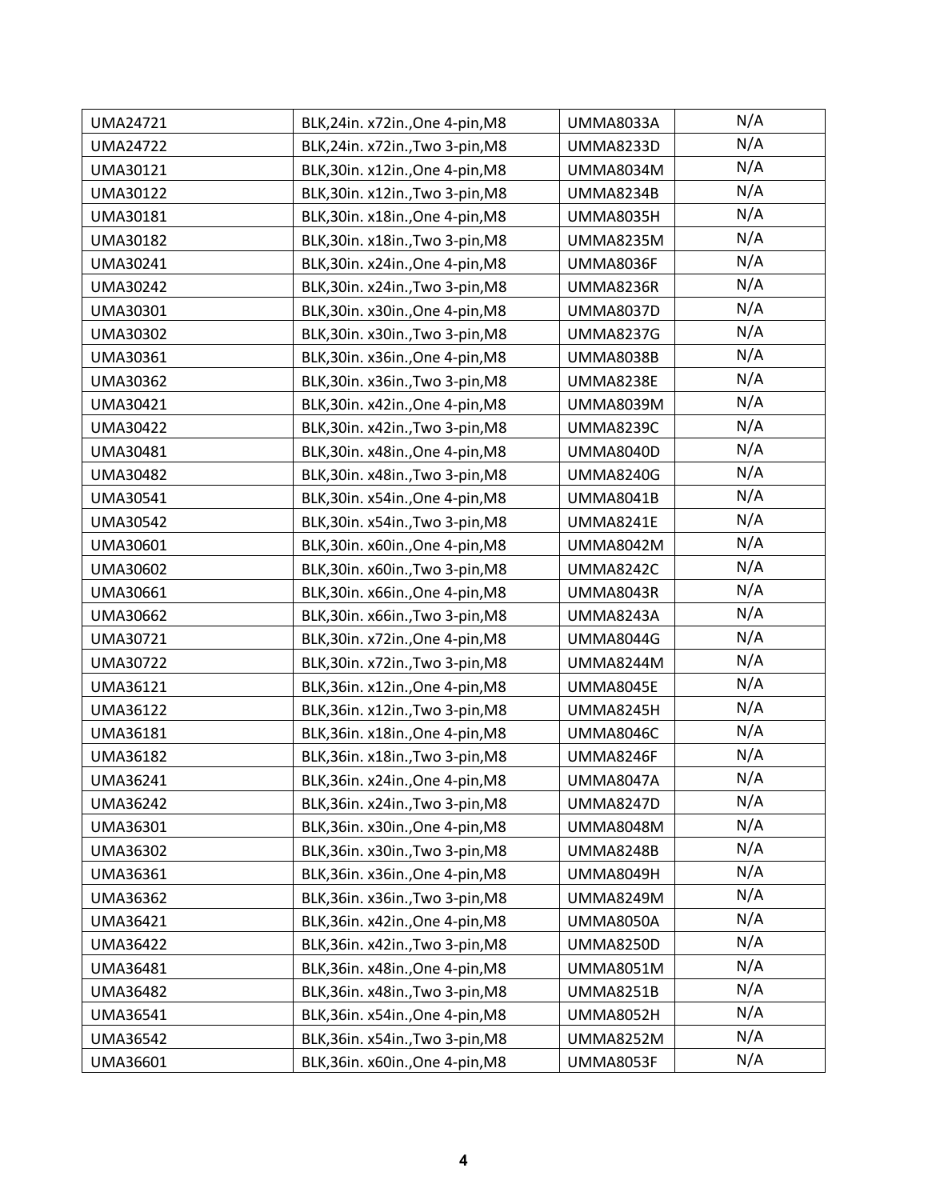| UMA24721 | BLK,24in. x72in.,One 4-pin,M8 | UMMA8033A | N/A |
|---|---|---|---|
| UMA24722 | BLK,24in. x72in.,Two 3-pin,M8 | UMMA8233D | N/A |
| UMA30121 | BLK,30in. x12in.,One 4-pin,M8 | UMMA8034M | N/A |
| UMA30122 | BLK,30in. x12in.,Two 3-pin,M8 | UMMA8234B | N/A |
| UMA30181 | BLK,30in. x18in.,One 4-pin,M8 | UMMA8035H | N/A |
| UMA30182 | BLK,30in. x18in.,Two 3-pin,M8 | UMMA8235M | N/A |
| UMA30241 | BLK,30in. x24in.,One 4-pin,M8 | UMMA8036F | N/A |
| UMA30242 | BLK,30in. x24in.,Two 3-pin,M8 | UMMA8236R | N/A |
| UMA30301 | BLK,30in. x30in.,One 4-pin,M8 | UMMA8037D | N/A |
| UMA30302 | BLK,30in. x30in.,Two 3-pin,M8 | UMMA8237G | N/A |
| UMA30361 | BLK,30in. x36in.,One 4-pin,M8 | UMMA8038B | N/A |
| UMA30362 | BLK,30in. x36in.,Two 3-pin,M8 | UMMA8238E | N/A |
| UMA30421 | BLK,30in. x42in.,One 4-pin,M8 | UMMA8039M | N/A |
| UMA30422 | BLK,30in. x42in.,Two 3-pin,M8 | UMMA8239C | N/A |
| UMA30481 | BLK,30in. x48in.,One 4-pin,M8 | UMMA8040D | N/A |
| UMA30482 | BLK,30in. x48in.,Two 3-pin,M8 | UMMA8240G | N/A |
| UMA30541 | BLK,30in. x54in.,One 4-pin,M8 | UMMA8041B | N/A |
| UMA30542 | BLK,30in. x54in.,Two 3-pin,M8 | UMMA8241E | N/A |
| UMA30601 | BLK,30in. x60in.,One 4-pin,M8 | UMMA8042M | N/A |
| UMA30602 | BLK,30in. x60in.,Two 3-pin,M8 | UMMA8242C | N/A |
| UMA30661 | BLK,30in. x66in.,One 4-pin,M8 | UMMA8043R | N/A |
| UMA30662 | BLK,30in. x66in.,Two 3-pin,M8 | UMMA8243A | N/A |
| UMA30721 | BLK,30in. x72in.,One 4-pin,M8 | UMMA8044G | N/A |
| UMA30722 | BLK,30in. x72in.,Two 3-pin,M8 | UMMA8244M | N/A |
| UMA36121 | BLK,36in. x12in.,One 4-pin,M8 | UMMA8045E | N/A |
| UMA36122 | BLK,36in. x12in.,Two 3-pin,M8 | UMMA8245H | N/A |
| UMA36181 | BLK,36in. x18in.,One 4-pin,M8 | UMMA8046C | N/A |
| UMA36182 | BLK,36in. x18in.,Two 3-pin,M8 | UMMA8246F | N/A |
| UMA36241 | BLK,36in. x24in.,One 4-pin,M8 | UMMA8047A | N/A |
| UMA36242 | BLK,36in. x24in.,Two 3-pin,M8 | UMMA8247D | N/A |
| UMA36301 | BLK,36in. x30in.,One 4-pin,M8 | UMMA8048M | N/A |
| UMA36302 | BLK,36in. x30in.,Two 3-pin,M8 | UMMA8248B | N/A |
| UMA36361 | BLK,36in. x36in.,One 4-pin,M8 | UMMA8049H | N/A |
| UMA36362 | BLK,36in. x36in.,Two 3-pin,M8 | UMMA8249M | N/A |
| UMA36421 | BLK,36in. x42in.,One 4-pin,M8 | UMMA8050A | N/A |
| UMA36422 | BLK,36in. x42in.,Two 3-pin,M8 | UMMA8250D | N/A |
| UMA36481 | BLK,36in. x48in.,One 4-pin,M8 | UMMA8051M | N/A |
| UMA36482 | BLK,36in. x48in.,Two 3-pin,M8 | UMMA8251B | N/A |
| UMA36541 | BLK,36in. x54in.,One 4-pin,M8 | UMMA8052H | N/A |
| UMA36542 | BLK,36in. x54in.,Two 3-pin,M8 | UMMA8252M | N/A |
| UMA36601 | BLK,36in. x60in.,One 4-pin,M8 | UMMA8053F | N/A |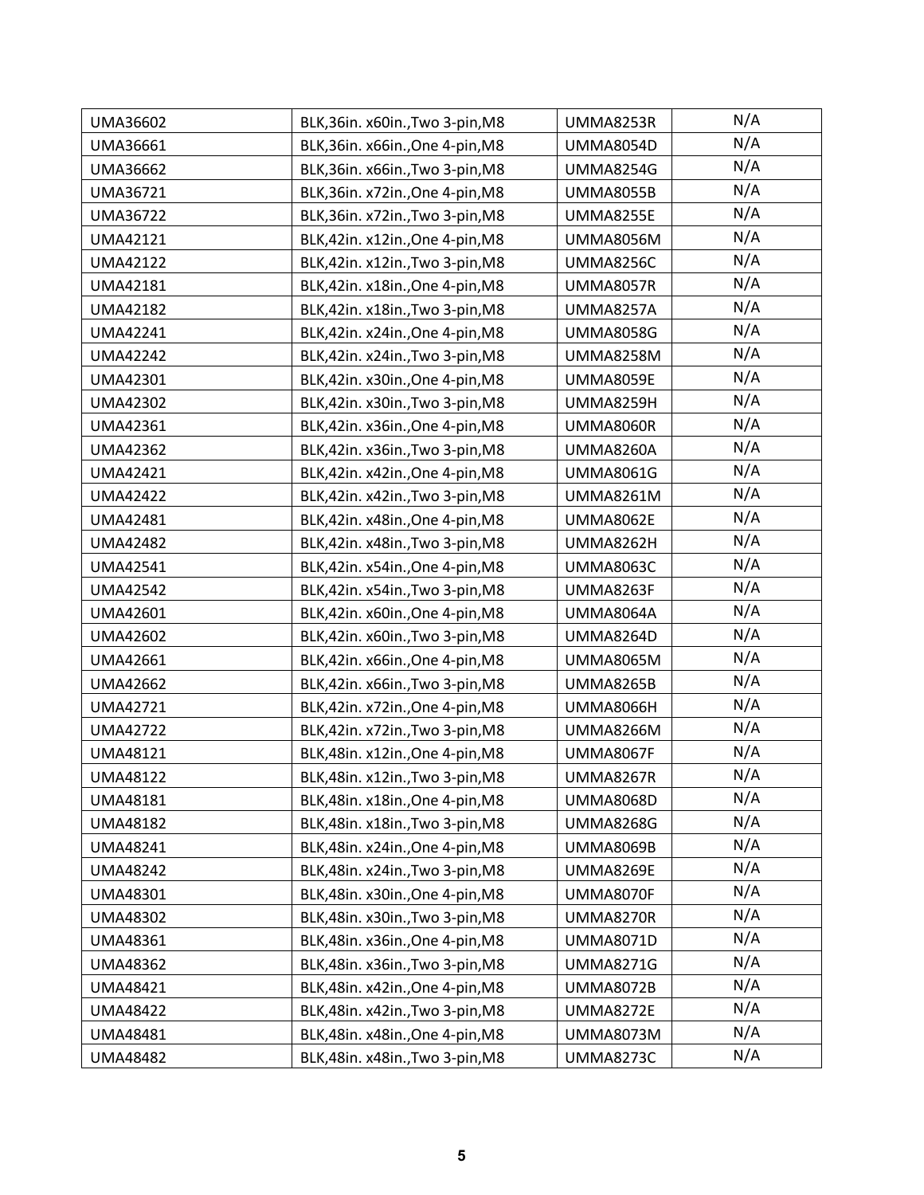| UMA36602 | BLK,36in. x60in.,Two 3-pin,M8 | UMMA8253R | N/A |
|---|---|---|---|
| UMA36661 | BLK,36in. x66in.,One 4-pin,M8 | UMMA8054D | N/A |
| UMA36662 | BLK,36in. x66in.,Two 3-pin,M8 | UMMA8254G | N/A |
| UMA36721 | BLK,36in. x72in.,One 4-pin,M8 | UMMA8055B | N/A |
| UMA36722 | BLK,36in. x72in.,Two 3-pin,M8 | UMMA8255E | N/A |
| UMA42121 | BLK,42in. x12in.,One 4-pin,M8 | UMMA8056M | N/A |
| UMA42122 | BLK,42in. x12in.,Two 3-pin,M8 | UMMA8256C | N/A |
| UMA42181 | BLK,42in. x18in.,One 4-pin,M8 | UMMA8057R | N/A |
| UMA42182 | BLK,42in. x18in.,Two 3-pin,M8 | UMMA8257A | N/A |
| UMA42241 | BLK,42in. x24in.,One 4-pin,M8 | UMMA8058G | N/A |
| UMA42242 | BLK,42in. x24in.,Two 3-pin,M8 | UMMA8258M | N/A |
| UMA42301 | BLK,42in. x30in.,One 4-pin,M8 | UMMA8059E | N/A |
| UMA42302 | BLK,42in. x30in.,Two 3-pin,M8 | UMMA8259H | N/A |
| UMA42361 | BLK,42in. x36in.,One 4-pin,M8 | UMMA8060R | N/A |
| UMA42362 | BLK,42in. x36in.,Two 3-pin,M8 | UMMA8260A | N/A |
| UMA42421 | BLK,42in. x42in.,One 4-pin,M8 | UMMA8061G | N/A |
| UMA42422 | BLK,42in. x42in.,Two 3-pin,M8 | UMMA8261M | N/A |
| UMA42481 | BLK,42in. x48in.,One 4-pin,M8 | UMMA8062E | N/A |
| UMA42482 | BLK,42in. x48in.,Two 3-pin,M8 | UMMA8262H | N/A |
| UMA42541 | BLK,42in. x54in.,One 4-pin,M8 | UMMA8063C | N/A |
| UMA42542 | BLK,42in. x54in.,Two 3-pin,M8 | UMMA8263F | N/A |
| UMA42601 | BLK,42in. x60in.,One 4-pin,M8 | UMMA8064A | N/A |
| UMA42602 | BLK,42in. x60in.,Two 3-pin,M8 | UMMA8264D | N/A |
| UMA42661 | BLK,42in. x66in.,One 4-pin,M8 | UMMA8065M | N/A |
| UMA42662 | BLK,42in. x66in.,Two 3-pin,M8 | UMMA8265B | N/A |
| UMA42721 | BLK,42in. x72in.,One 4-pin,M8 | UMMA8066H | N/A |
| UMA42722 | BLK,42in. x72in.,Two 3-pin,M8 | UMMA8266M | N/A |
| UMA48121 | BLK,48in. x12in.,One 4-pin,M8 | UMMA8067F | N/A |
| UMA48122 | BLK,48in. x12in.,Two 3-pin,M8 | UMMA8267R | N/A |
| UMA48181 | BLK,48in. x18in.,One 4-pin,M8 | UMMA8068D | N/A |
| UMA48182 | BLK,48in. x18in.,Two 3-pin,M8 | UMMA8268G | N/A |
| UMA48241 | BLK,48in. x24in.,One 4-pin,M8 | UMMA8069B | N/A |
| UMA48242 | BLK,48in. x24in.,Two 3-pin,M8 | UMMA8269E | N/A |
| UMA48301 | BLK,48in. x30in.,One 4-pin,M8 | UMMA8070F | N/A |
| UMA48302 | BLK,48in. x30in.,Two 3-pin,M8 | UMMA8270R | N/A |
| UMA48361 | BLK,48in. x36in.,One 4-pin,M8 | UMMA8071D | N/A |
| UMA48362 | BLK,48in. x36in.,Two 3-pin,M8 | UMMA8271G | N/A |
| UMA48421 | BLK,48in. x42in.,One 4-pin,M8 | UMMA8072B | N/A |
| UMA48422 | BLK,48in. x42in.,Two 3-pin,M8 | UMMA8272E | N/A |
| UMA48481 | BLK,48in. x48in.,One 4-pin,M8 | UMMA8073M | N/A |
| UMA48482 | BLK,48in. x48in.,Two 3-pin,M8 | UMMA8273C | N/A |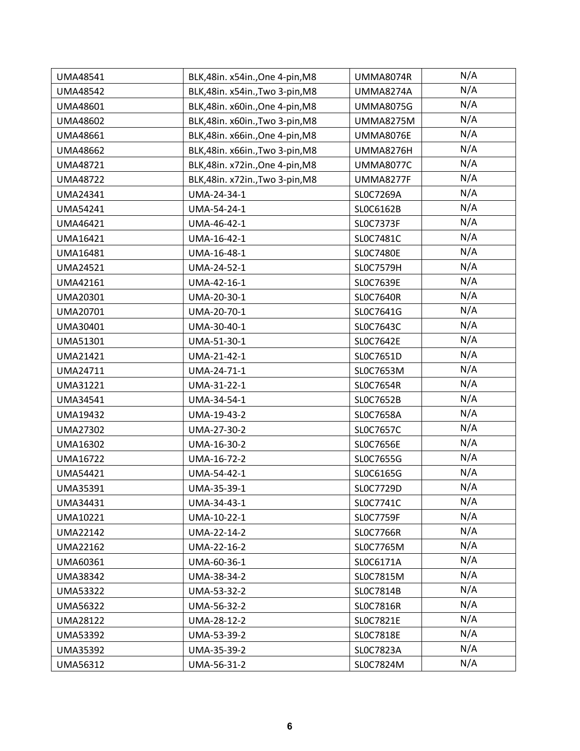| UMA48541 | BLK,48in. x54in.,One 4-pin,M8 | UMMA8074R | N/A |
|---|---|---|---|
| UMA48542 | BLK,48in. x54in.,Two 3-pin,M8 | UMMA8274A | N/A |
| UMA48601 | BLK,48in. x60in.,One 4-pin,M8 | UMMA8075G | N/A |
| UMA48602 | BLK,48in. x60in.,Two 3-pin,M8 | UMMA8275M | N/A |
| UMA48661 | BLK,48in. x66in.,One 4-pin,M8 | UMMA8076E | N/A |
| UMA48662 | BLK,48in. x66in.,Two 3-pin,M8 | UMMA8276H | N/A |
| UMA48721 | BLK,48in. x72in.,One 4-pin,M8 | UMMA8077C | N/A |
| UMA48722 | BLK,48in. x72in.,Two 3-pin,M8 | UMMA8277F | N/A |
| UMA24341 | UMA-24-34-1 | SL0C7269A | N/A |
| UMA54241 | UMA-54-24-1 | SL0C6162B | N/A |
| UMA46421 | UMA-46-42-1 | SL0C7373F | N/A |
| UMA16421 | UMA-16-42-1 | SL0C7481C | N/A |
| UMA16481 | UMA-16-48-1 | SL0C7480E | N/A |
| UMA24521 | UMA-24-52-1 | SL0C7579H | N/A |
| UMA42161 | UMA-42-16-1 | SL0C7639E | N/A |
| UMA20301 | UMA-20-30-1 | SL0C7640R | N/A |
| UMA20701 | UMA-20-70-1 | SL0C7641G | N/A |
| UMA30401 | UMA-30-40-1 | SL0C7643C | N/A |
| UMA51301 | UMA-51-30-1 | SL0C7642E | N/A |
| UMA21421 | UMA-21-42-1 | SL0C7651D | N/A |
| UMA24711 | UMA-24-71-1 | SL0C7653M | N/A |
| UMA31221 | UMA-31-22-1 | SL0C7654R | N/A |
| UMA34541 | UMA-34-54-1 | SL0C7652B | N/A |
| UMA19432 | UMA-19-43-2 | SL0C7658A | N/A |
| UMA27302 | UMA-27-30-2 | SL0C7657C | N/A |
| UMA16302 | UMA-16-30-2 | SL0C7656E | N/A |
| UMA16722 | UMA-16-72-2 | SL0C7655G | N/A |
| UMA54421 | UMA-54-42-1 | SL0C6165G | N/A |
| UMA35391 | UMA-35-39-1 | SL0C7729D | N/A |
| UMA34431 | UMA-34-43-1 | SL0C7741C | N/A |
| UMA10221 | UMA-10-22-1 | SL0C7759F | N/A |
| UMA22142 | UMA-22-14-2 | SL0C7766R | N/A |
| UMA22162 | UMA-22-16-2 | SL0C7765M | N/A |
| UMA60361 | UMA-60-36-1 | SL0C6171A | N/A |
| UMA38342 | UMA-38-34-2 | SL0C7815M | N/A |
| UMA53322 | UMA-53-32-2 | SL0C7814B | N/A |
| UMA56322 | UMA-56-32-2 | SL0C7816R | N/A |
| UMA28122 | UMA-28-12-2 | SL0C7821E | N/A |
| UMA53392 | UMA-53-39-2 | SL0C7818E | N/A |
| UMA35392 | UMA-35-39-2 | SL0C7823A | N/A |
| UMA56312 | UMA-56-31-2 | SL0C7824M | N/A |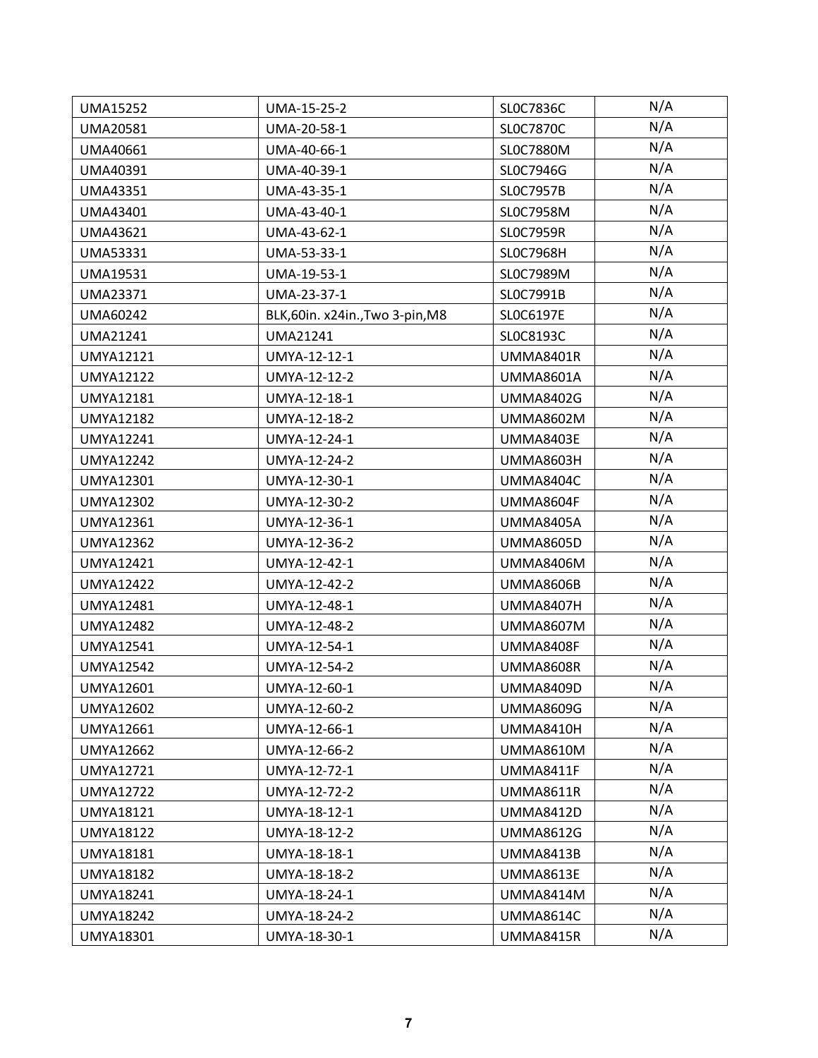| UMA15252 | UMA-15-25-2 | SL0C7836C | N/A |
|---|---|---|---|
| UMA20581 | UMA-20-58-1 | SL0C7870C | N/A |
| UMA40661 | UMA-40-66-1 | SL0C7880M | N/A |
| UMA40391 | UMA-40-39-1 | SL0C7946G | N/A |
| UMA43351 | UMA-43-35-1 | SL0C7957B | N/A |
| UMA43401 | UMA-43-40-1 | SL0C7958M | N/A |
| UMA43621 | UMA-43-62-1 | SL0C7959R | N/A |
| UMA53331 | UMA-53-33-1 | SL0C7968H | N/A |
| UMA19531 | UMA-19-53-1 | SL0C7989M | N/A |
| UMA23371 | UMA-23-37-1 | SL0C7991B | N/A |
| UMA60242 | BLK,60in. x24in.,Two 3-pin,M8 | SL0C6197E | N/A |
| UMA21241 | UMA21241 | SL0C8193C | N/A |
| UMYA12121 | UMYA-12-12-1 | UMMA8401R | N/A |
| UMYA12122 | UMYA-12-12-2 | UMMA8601A | N/A |
| UMYA12181 | UMYA-12-18-1 | UMMA8402G | N/A |
| UMYA12182 | UMYA-12-18-2 | UMMA8602M | N/A |
| UMYA12241 | UMYA-12-24-1 | UMMA8403E | N/A |
| UMYA12242 | UMYA-12-24-2 | UMMA8603H | N/A |
| UMYA12301 | UMYA-12-30-1 | UMMA8404C | N/A |
| UMYA12302 | UMYA-12-30-2 | UMMA8604F | N/A |
| UMYA12361 | UMYA-12-36-1 | UMMA8405A | N/A |
| UMYA12362 | UMYA-12-36-2 | UMMA8605D | N/A |
| UMYA12421 | UMYA-12-42-1 | UMMA8406M | N/A |
| UMYA12422 | UMYA-12-42-2 | UMMA8606B | N/A |
| UMYA12481 | UMYA-12-48-1 | UMMA8407H | N/A |
| UMYA12482 | UMYA-12-48-2 | UMMA8607M | N/A |
| UMYA12541 | UMYA-12-54-1 | UMMA8408F | N/A |
| UMYA12542 | UMYA-12-54-2 | UMMA8608R | N/A |
| UMYA12601 | UMYA-12-60-1 | UMMA8409D | N/A |
| UMYA12602 | UMYA-12-60-2 | UMMA8609G | N/A |
| UMYA12661 | UMYA-12-66-1 | UMMA8410H | N/A |
| UMYA12662 | UMYA-12-66-2 | UMMA8610M | N/A |
| UMYA12721 | UMYA-12-72-1 | UMMA8411F | N/A |
| UMYA12722 | UMYA-12-72-2 | UMMA8611R | N/A |
| UMYA18121 | UMYA-18-12-1 | UMMA8412D | N/A |
| UMYA18122 | UMYA-18-12-2 | UMMA8612G | N/A |
| UMYA18181 | UMYA-18-18-1 | UMMA8413B | N/A |
| UMYA18182 | UMYA-18-18-2 | UMMA8613E | N/A |
| UMYA18241 | UMYA-18-24-1 | UMMA8414M | N/A |
| UMYA18242 | UMYA-18-24-2 | UMMA8614C | N/A |
| UMYA18301 | UMYA-18-30-1 | UMMA8415R | N/A |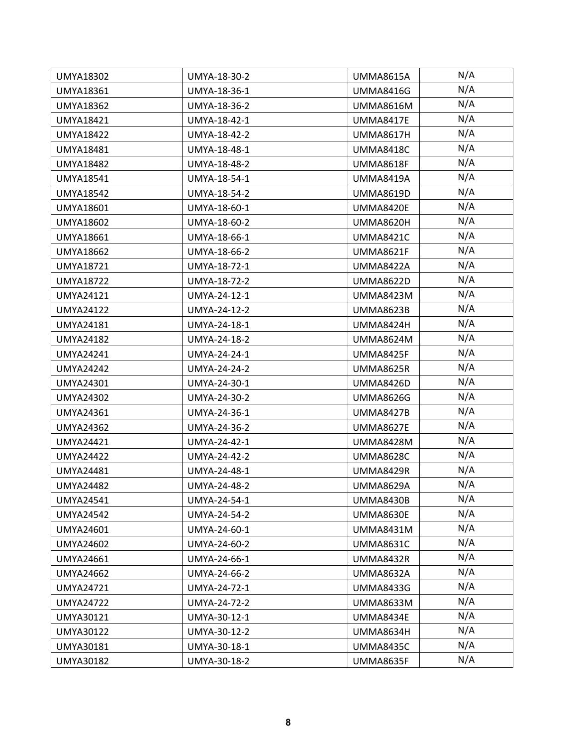| UMYA18302 | UMYA-18-30-2 | UMMA8615A | N/A |
|---|---|---|---|
| UMYA18361 | UMYA-18-36-1 | UMMA8416G | N/A |
| UMYA18362 | UMYA-18-36-2 | UMMA8616M | N/A |
| UMYA18421 | UMYA-18-42-1 | UMMA8417E | N/A |
| UMYA18422 | UMYA-18-42-2 | UMMA8617H | N/A |
| UMYA18481 | UMYA-18-48-1 | UMMA8418C | N/A |
| UMYA18482 | UMYA-18-48-2 | UMMA8618F | N/A |
| UMYA18541 | UMYA-18-54-1 | UMMA8419A | N/A |
| UMYA18542 | UMYA-18-54-2 | UMMA8619D | N/A |
| UMYA18601 | UMYA-18-60-1 | UMMA8420E | N/A |
| UMYA18602 | UMYA-18-60-2 | UMMA8620H | N/A |
| UMYA18661 | UMYA-18-66-1 | UMMA8421C | N/A |
| UMYA18662 | UMYA-18-66-2 | UMMA8621F | N/A |
| UMYA18721 | UMYA-18-72-1 | UMMA8422A | N/A |
| UMYA18722 | UMYA-18-72-2 | UMMA8622D | N/A |
| UMYA24121 | UMYA-24-12-1 | UMMA8423M | N/A |
| UMYA24122 | UMYA-24-12-2 | UMMA8623B | N/A |
| UMYA24181 | UMYA-24-18-1 | UMMA8424H | N/A |
| UMYA24182 | UMYA-24-18-2 | UMMA8624M | N/A |
| UMYA24241 | UMYA-24-24-1 | UMMA8425F | N/A |
| UMYA24242 | UMYA-24-24-2 | UMMA8625R | N/A |
| UMYA24301 | UMYA-24-30-1 | UMMA8426D | N/A |
| UMYA24302 | UMYA-24-30-2 | UMMA8626G | N/A |
| UMYA24361 | UMYA-24-36-1 | UMMA8427B | N/A |
| UMYA24362 | UMYA-24-36-2 | UMMA8627E | N/A |
| UMYA24421 | UMYA-24-42-1 | UMMA8428M | N/A |
| UMYA24422 | UMYA-24-42-2 | UMMA8628C | N/A |
| UMYA24481 | UMYA-24-48-1 | UMMA8429R | N/A |
| UMYA24482 | UMYA-24-48-2 | UMMA8629A | N/A |
| UMYA24541 | UMYA-24-54-1 | UMMA8430B | N/A |
| UMYA24542 | UMYA-24-54-2 | UMMA8630E | N/A |
| UMYA24601 | UMYA-24-60-1 | UMMA8431M | N/A |
| UMYA24602 | UMYA-24-60-2 | UMMA8631C | N/A |
| UMYA24661 | UMYA-24-66-1 | UMMA8432R | N/A |
| UMYA24662 | UMYA-24-66-2 | UMMA8632A | N/A |
| UMYA24721 | UMYA-24-72-1 | UMMA8433G | N/A |
| UMYA24722 | UMYA-24-72-2 | UMMA8633M | N/A |
| UMYA30121 | UMYA-30-12-1 | UMMA8434E | N/A |
| UMYA30122 | UMYA-30-12-2 | UMMA8634H | N/A |
| UMYA30181 | UMYA-30-18-1 | UMMA8435C | N/A |
| UMYA30182 | UMYA-30-18-2 | UMMA8635F | N/A |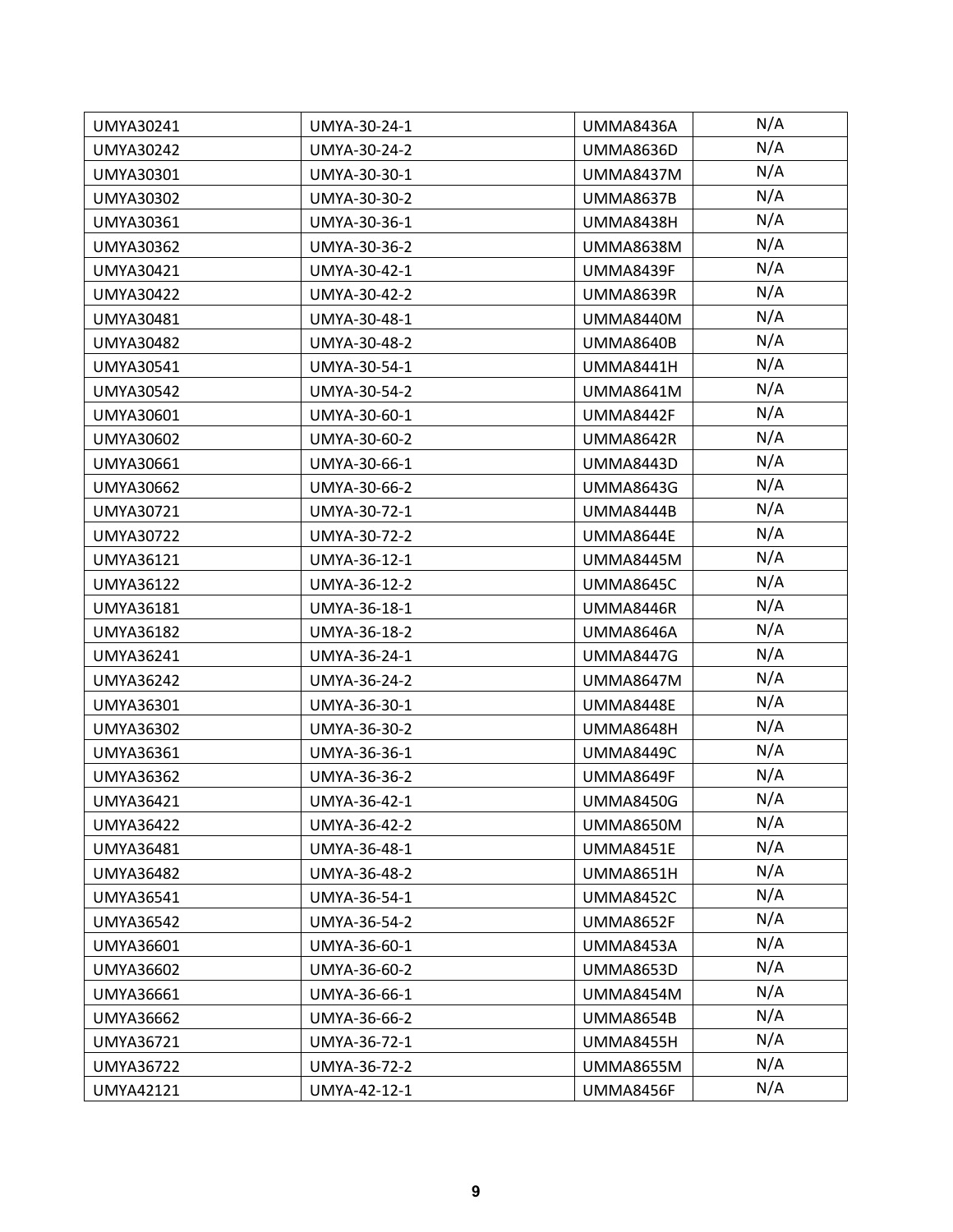| UMYA30241 | UMYA-30-24-1 | UMMA8436A | N/A |
|---|---|---|---|
| UMYA30242 | UMYA-30-24-2 | UMMA8636D | N/A |
| UMYA30301 | UMYA-30-30-1 | UMMA8437M | N/A |
| UMYA30302 | UMYA-30-30-2 | UMMA8637B | N/A |
| UMYA30361 | UMYA-30-36-1 | UMMA8438H | N/A |
| UMYA30362 | UMYA-30-36-2 | UMMA8638M | N/A |
| UMYA30421 | UMYA-30-42-1 | UMMA8439F | N/A |
| UMYA30422 | UMYA-30-42-2 | UMMA8639R | N/A |
| UMYA30481 | UMYA-30-48-1 | UMMA8440M | N/A |
| UMYA30482 | UMYA-30-48-2 | UMMA8640B | N/A |
| UMYA30541 | UMYA-30-54-1 | UMMA8441H | N/A |
| UMYA30542 | UMYA-30-54-2 | UMMA8641M | N/A |
| UMYA30601 | UMYA-30-60-1 | UMMA8442F | N/A |
| UMYA30602 | UMYA-30-60-2 | UMMA8642R | N/A |
| UMYA30661 | UMYA-30-66-1 | UMMA8443D | N/A |
| UMYA30662 | UMYA-30-66-2 | UMMA8643G | N/A |
| UMYA30721 | UMYA-30-72-1 | UMMA8444B | N/A |
| UMYA30722 | UMYA-30-72-2 | UMMA8644E | N/A |
| UMYA36121 | UMYA-36-12-1 | UMMA8445M | N/A |
| UMYA36122 | UMYA-36-12-2 | UMMA8645C | N/A |
| UMYA36181 | UMYA-36-18-1 | UMMA8446R | N/A |
| UMYA36182 | UMYA-36-18-2 | UMMA8646A | N/A |
| UMYA36241 | UMYA-36-24-1 | UMMA8447G | N/A |
| UMYA36242 | UMYA-36-24-2 | UMMA8647M | N/A |
| UMYA36301 | UMYA-36-30-1 | UMMA8448E | N/A |
| UMYA36302 | UMYA-36-30-2 | UMMA8648H | N/A |
| UMYA36361 | UMYA-36-36-1 | UMMA8449C | N/A |
| UMYA36362 | UMYA-36-36-2 | UMMA8649F | N/A |
| UMYA36421 | UMYA-36-42-1 | UMMA8450G | N/A |
| UMYA36422 | UMYA-36-42-2 | UMMA8650M | N/A |
| UMYA36481 | UMYA-36-48-1 | UMMA8451E | N/A |
| UMYA36482 | UMYA-36-48-2 | UMMA8651H | N/A |
| UMYA36541 | UMYA-36-54-1 | UMMA8452C | N/A |
| UMYA36542 | UMYA-36-54-2 | UMMA8652F | N/A |
| UMYA36601 | UMYA-36-60-1 | UMMA8453A | N/A |
| UMYA36602 | UMYA-36-60-2 | UMMA8653D | N/A |
| UMYA36661 | UMYA-36-66-1 | UMMA8454M | N/A |
| UMYA36662 | UMYA-36-66-2 | UMMA8654B | N/A |
| UMYA36721 | UMYA-36-72-1 | UMMA8455H | N/A |
| UMYA36722 | UMYA-36-72-2 | UMMA8655M | N/A |
| UMYA42121 | UMYA-42-12-1 | UMMA8456F | N/A |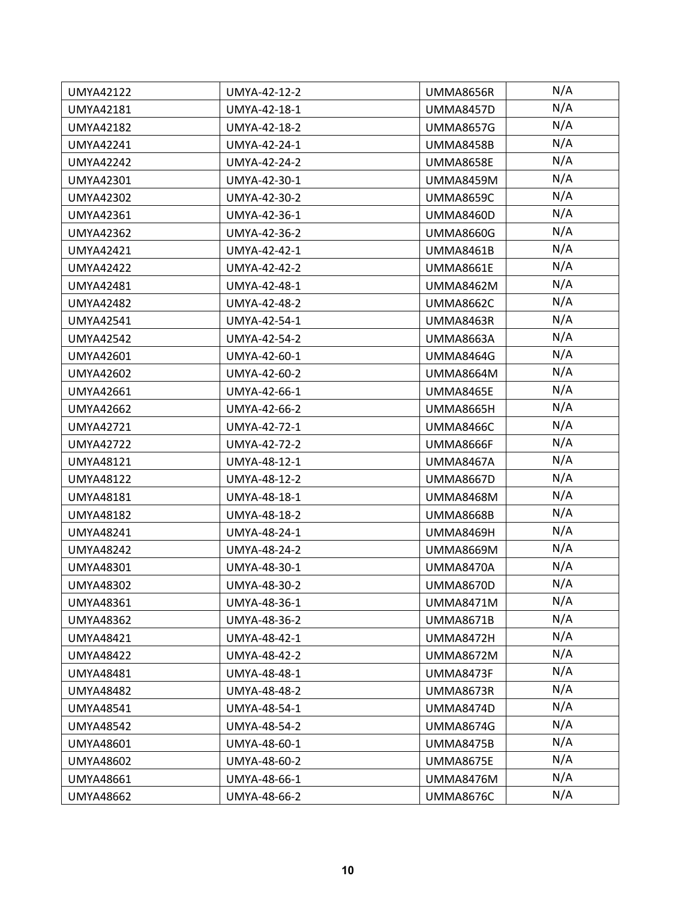| UMYA42122 | UMYA-42-12-2 | UMMA8656R | N/A |
|---|---|---|---|
| UMYA42181 | UMYA-42-18-1 | UMMA8457D | N/A |
| UMYA42182 | UMYA-42-18-2 | UMMA8657G | N/A |
| UMYA42241 | UMYA-42-24-1 | UMMA8458B | N/A |
| UMYA42242 | UMYA-42-24-2 | UMMA8658E | N/A |
| UMYA42301 | UMYA-42-30-1 | UMMA8459M | N/A |
| UMYA42302 | UMYA-42-30-2 | UMMA8659C | N/A |
| UMYA42361 | UMYA-42-36-1 | UMMA8460D | N/A |
| UMYA42362 | UMYA-42-36-2 | UMMA8660G | N/A |
| UMYA42421 | UMYA-42-42-1 | UMMA8461B | N/A |
| UMYA42422 | UMYA-42-42-2 | UMMA8661E | N/A |
| UMYA42481 | UMYA-42-48-1 | UMMA8462M | N/A |
| UMYA42482 | UMYA-42-48-2 | UMMA8662C | N/A |
| UMYA42541 | UMYA-42-54-1 | UMMA8463R | N/A |
| UMYA42542 | UMYA-42-54-2 | UMMA8663A | N/A |
| UMYA42601 | UMYA-42-60-1 | UMMA8464G | N/A |
| UMYA42602 | UMYA-42-60-2 | UMMA8664M | N/A |
| UMYA42661 | UMYA-42-66-1 | UMMA8465E | N/A |
| UMYA42662 | UMYA-42-66-2 | UMMA8665H | N/A |
| UMYA42721 | UMYA-42-72-1 | UMMA8466C | N/A |
| UMYA42722 | UMYA-42-72-2 | UMMA8666F | N/A |
| UMYA48121 | UMYA-48-12-1 | UMMA8467A | N/A |
| UMYA48122 | UMYA-48-12-2 | UMMA8667D | N/A |
| UMYA48181 | UMYA-48-18-1 | UMMA8468M | N/A |
| UMYA48182 | UMYA-48-18-2 | UMMA8668B | N/A |
| UMYA48241 | UMYA-48-24-1 | UMMA8469H | N/A |
| UMYA48242 | UMYA-48-24-2 | UMMA8669M | N/A |
| UMYA48301 | UMYA-48-30-1 | UMMA8470A | N/A |
| UMYA48302 | UMYA-48-30-2 | UMMA8670D | N/A |
| UMYA48361 | UMYA-48-36-1 | UMMA8471M | N/A |
| UMYA48362 | UMYA-48-36-2 | UMMA8671B | N/A |
| UMYA48421 | UMYA-48-42-1 | UMMA8472H | N/A |
| UMYA48422 | UMYA-48-42-2 | UMMA8672M | N/A |
| UMYA48481 | UMYA-48-48-1 | UMMA8473F | N/A |
| UMYA48482 | UMYA-48-48-2 | UMMA8673R | N/A |
| UMYA48541 | UMYA-48-54-1 | UMMA8474D | N/A |
| UMYA48542 | UMYA-48-54-2 | UMMA8674G | N/A |
| UMYA48601 | UMYA-48-60-1 | UMMA8475B | N/A |
| UMYA48602 | UMYA-48-60-2 | UMMA8675E | N/A |
| UMYA48661 | UMYA-48-66-1 | UMMA8476M | N/A |
| UMYA48662 | UMYA-48-66-2 | UMMA8676C | N/A |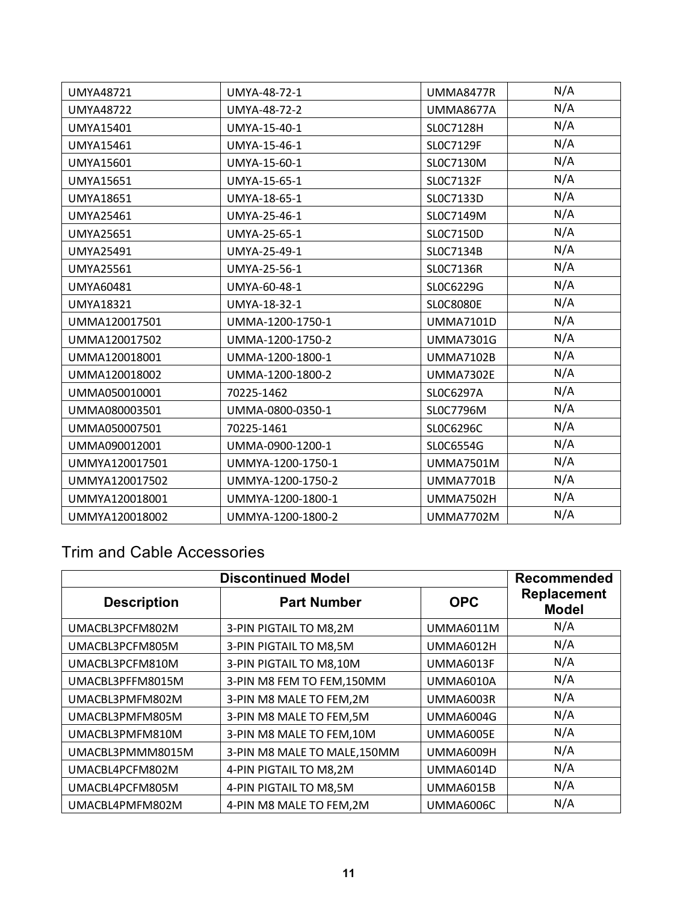| | | | |
|---|---|---|---|
| UMYA48721 | UMYA-48-72-1 | UMMA8477R | N/A |
| UMYA48722 | UMYA-48-72-2 | UMMA8677A | N/A |
| UMYA15401 | UMYA-15-40-1 | SL0C7128H | N/A |
| UMYA15461 | UMYA-15-46-1 | SL0C7129F | N/A |
| UMYA15601 | UMYA-15-60-1 | SL0C7130M | N/A |
| UMYA15651 | UMYA-15-65-1 | SL0C7132F | N/A |
| UMYA18651 | UMYA-18-65-1 | SL0C7133D | N/A |
| UMYA25461 | UMYA-25-46-1 | SL0C7149M | N/A |
| UMYA25651 | UMYA-25-65-1 | SL0C7150D | N/A |
| UMYA25491 | UMYA-25-49-1 | SL0C7134B | N/A |
| UMYA25561 | UMYA-25-56-1 | SL0C7136R | N/A |
| UMYA60481 | UMYA-60-48-1 | SL0C6229G | N/A |
| UMYA18321 | UMYA-18-32-1 | SL0C8080E | N/A |
| UMMA120017501 | UMMA-1200-1750-1 | UMMA7101D | N/A |
| UMMA120017502 | UMMA-1200-1750-2 | UMMA7301G | N/A |
| UMMA120018001 | UMMA-1200-1800-1 | UMMA7102B | N/A |
| UMMA120018002 | UMMA-1200-1800-2 | UMMA7302E | N/A |
| UMMA050010001 | 70225-1462 | SL0C6297A | N/A |
| UMMA080003501 | UMMA-0800-0350-1 | SL0C7796M | N/A |
| UMMA050007501 | 70225-1461 | SL0C6296C | N/A |
| UMMA090012001 | UMMA-0900-1200-1 | SL0C6554G | N/A |
| UMMYA120017501 | UMMYA-1200-1750-1 | UMMA7501M | N/A |
| UMMYA120017502 | UMMYA-1200-1750-2 | UMMA7701B | N/A |
| UMMYA120018001 | UMMYA-1200-1800-1 | UMMA7502H | N/A |
| UMMYA120018002 | UMMYA-1200-1800-2 | UMMA7702M | N/A |

## Trim and Cable Accessories

| Discontinued Model | | | Recommended Replacement Model |
|---|---|---|---|
| **Description** | **Part Number** | **OPC** | |
| UMACBL3PCFM802M | 3-PIN PIGTAIL TO M8,2M | UMMA6011M | N/A |
| UMACBL3PCFM805M | 3-PIN PIGTAIL TO M8,5M | UMMA6012H | N/A |
| UMACBL3PCFM810M | 3-PIN PIGTAIL TO M8,10M | UMMA6013F | N/A |
| UMACBL3PFFM8015M | 3-PIN M8 FEM TO FEM,150MM | UMMA6010A | N/A |
| UMACBL3PMFM802M | 3-PIN M8 MALE TO FEM,2M | UMMA6003R | N/A |
| UMACBL3PMFM805M | 3-PIN M8 MALE TO FEM,5M | UMMA6004G | N/A |
| UMACBL3PMFM810M | 3-PIN M8 MALE TO FEM,10M | UMMA6005E | N/A |
| UMACBL3PMMM8015M | 3-PIN M8 MALE TO MALE,150MM | UMMA6009H | N/A |
| UMACBL4PCFM802M | 4-PIN PIGTAIL TO M8,2M | UMMA6014D | N/A |
| UMACBL4PCFM805M | 4-PIN PIGTAIL TO M8,5M | UMMA6015B | N/A |
| UMACBL4PMFM802M | 4-PIN M8 MALE TO FEM,2M | UMMA6006C | N/A |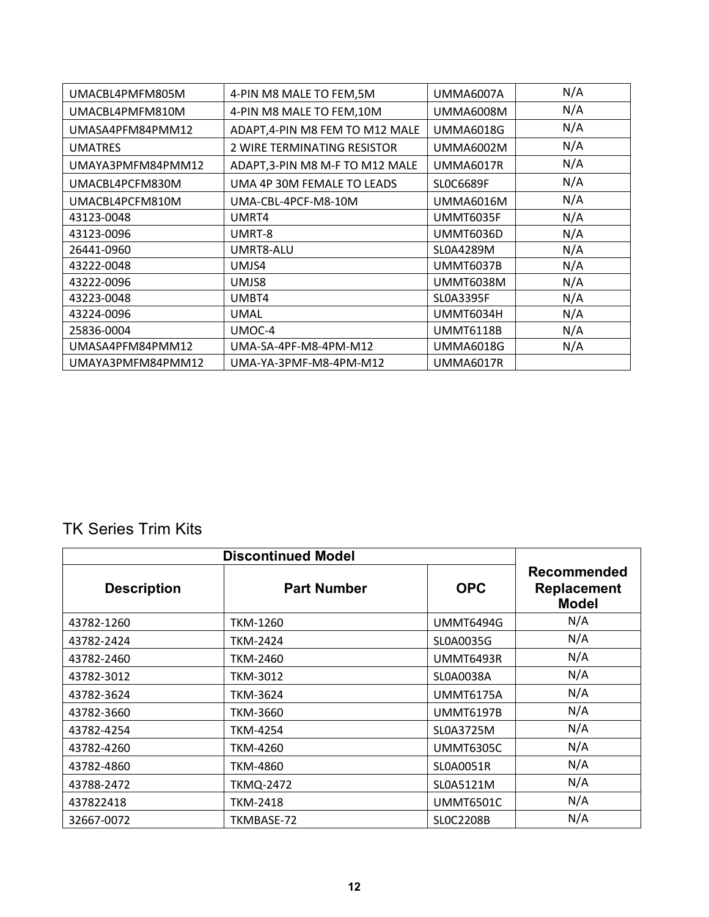| | | | |
|---|---|---|---|
| UMACBL4PMFM805M | 4-PIN M8 MALE TO FEM,5M | UMMA6007A | N/A |
| UMACBL4PMFM810M | 4-PIN M8 MALE TO FEM,10M | UMMA6008M | N/A |
| UMASA4PFM84PMM12 | ADAPT,4-PIN M8 FEM TO M12 MALE | UMMA6018G | N/A |
| UMATRES | 2 WIRE TERMINATING RESISTOR | UMMA6002M | N/A |
| UMAYA3PMFM84PMM12 | ADAPT,3-PIN M8 M-F TO M12 MALE | UMMA6017R | N/A |
| UMACBL4PCFM830M | UMA 4P 30M FEMALE TO LEADS | SL0C6689F | N/A |
| UMACBL4PCFM810M | UMA-CBL-4PCF-M8-10M | UMMA6016M | N/A |
| 43123-0048 | UMRT4 | UMMT6035F | N/A |
| 43123-0096 | UMRT-8 | UMMT6036D | N/A |
| 26441-0960 | UMRT8-ALU | SL0A4289M | N/A |
| 43222-0048 | UMJS4 | UMMT6037B | N/A |
| 43222-0096 | UMJS8 | UMMT6038M | N/A |
| 43223-0048 | UMBT4 | SL0A3395F | N/A |
| 43224-0096 | UMAL | UMMT6034H | N/A |
| 25836-0004 | UMOC-4 | UMMT6118B | N/A |
| UMASA4PFM84PMM12 | UMA-SA-4PF-M8-4PM-M12 | UMMA6018G | N/A |
| UMAYA3PMFM84PMM12 | UMA-YA-3PMF-M8-4PM-M12 | UMMA6017R | |

## TK Series Trim Kits

| Discontinued Model | | | Recommended Replacement Model |
|---|---|---|---|
| **Description** | **Part Number** | **OPC** | |
| 43782-1260 | TKM-1260 | UMMT6494G | N/A |
| 43782-2424 | TKM-2424 | SL0A0035G | N/A |
| 43782-2460 | TKM-2460 | UMMT6493R | N/A |
| 43782-3012 | TKM-3012 | SL0A0038A | N/A |
| 43782-3624 | TKM-3624 | UMMT6175A | N/A |
| 43782-3660 | TKM-3660 | UMMT6197B | N/A |
| 43782-4254 | TKM-4254 | SL0A3725M | N/A |
| 43782-4260 | TKM-4260 | UMMT6305C | N/A |
| 43782-4860 | TKM-4860 | SL0A0051R | N/A |
| 43788-2472 | TKMQ-2472 | SL0A5121M | N/A |
| 437822418 | TKM-2418 | UMMT6501C | N/A |
| 32667-0072 | TKMBASE-72 | SL0C2208B | N/A |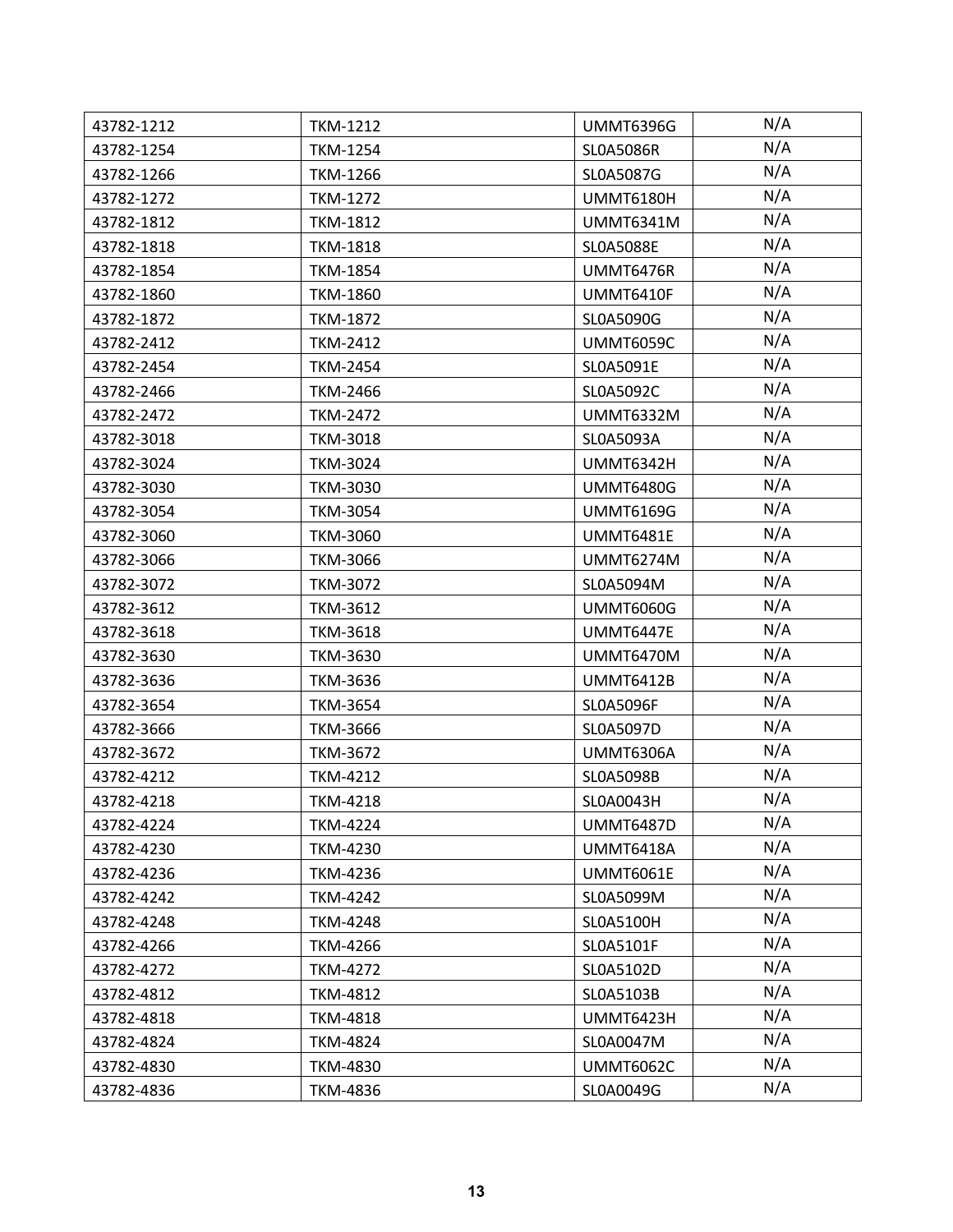| 43782-1212 | TKM-1212 | UMMT6396G | N/A |
|---|---|---|---|
| 43782-1254 | TKM-1254 | SL0A5086R | N/A |
| 43782-1266 | TKM-1266 | SL0A5087G | N/A |
| 43782-1272 | TKM-1272 | UMMT6180H | N/A |
| 43782-1812 | TKM-1812 | UMMT6341M | N/A |
| 43782-1818 | TKM-1818 | SL0A5088E | N/A |
| 43782-1854 | TKM-1854 | UMMT6476R | N/A |
| 43782-1860 | TKM-1860 | UMMT6410F | N/A |
| 43782-1872 | TKM-1872 | SL0A5090G | N/A |
| 43782-2412 | TKM-2412 | UMMT6059C | N/A |
| 43782-2454 | TKM-2454 | SL0A5091E | N/A |
| 43782-2466 | TKM-2466 | SL0A5092C | N/A |
| 43782-2472 | TKM-2472 | UMMT6332M | N/A |
| 43782-3018 | TKM-3018 | SL0A5093A | N/A |
| 43782-3024 | TKM-3024 | UMMT6342H | N/A |
| 43782-3030 | TKM-3030 | UMMT6480G | N/A |
| 43782-3054 | TKM-3054 | UMMT6169G | N/A |
| 43782-3060 | TKM-3060 | UMMT6481E | N/A |
| 43782-3066 | TKM-3066 | UMMT6274M | N/A |
| 43782-3072 | TKM-3072 | SL0A5094M | N/A |
| 43782-3612 | TKM-3612 | UMMT6060G | N/A |
| 43782-3618 | TKM-3618 | UMMT6447E | N/A |
| 43782-3630 | TKM-3630 | UMMT6470M | N/A |
| 43782-3636 | TKM-3636 | UMMT6412B | N/A |
| 43782-3654 | TKM-3654 | SL0A5096F | N/A |
| 43782-3666 | TKM-3666 | SL0A5097D | N/A |
| 43782-3672 | TKM-3672 | UMMT6306A | N/A |
| 43782-4212 | TKM-4212 | SL0A5098B | N/A |
| 43782-4218 | TKM-4218 | SL0A0043H | N/A |
| 43782-4224 | TKM-4224 | UMMT6487D | N/A |
| 43782-4230 | TKM-4230 | UMMT6418A | N/A |
| 43782-4236 | TKM-4236 | UMMT6061E | N/A |
| 43782-4242 | TKM-4242 | SL0A5099M | N/A |
| 43782-4248 | TKM-4248 | SL0A5100H | N/A |
| 43782-4266 | TKM-4266 | SL0A5101F | N/A |
| 43782-4272 | TKM-4272 | SL0A5102D | N/A |
| 43782-4812 | TKM-4812 | SL0A5103B | N/A |
| 43782-4818 | TKM-4818 | UMMT6423H | N/A |
| 43782-4824 | TKM-4824 | SL0A0047M | N/A |
| 43782-4830 | TKM-4830 | UMMT6062C | N/A |
| 43782-4836 | TKM-4836 | SL0A0049G | N/A |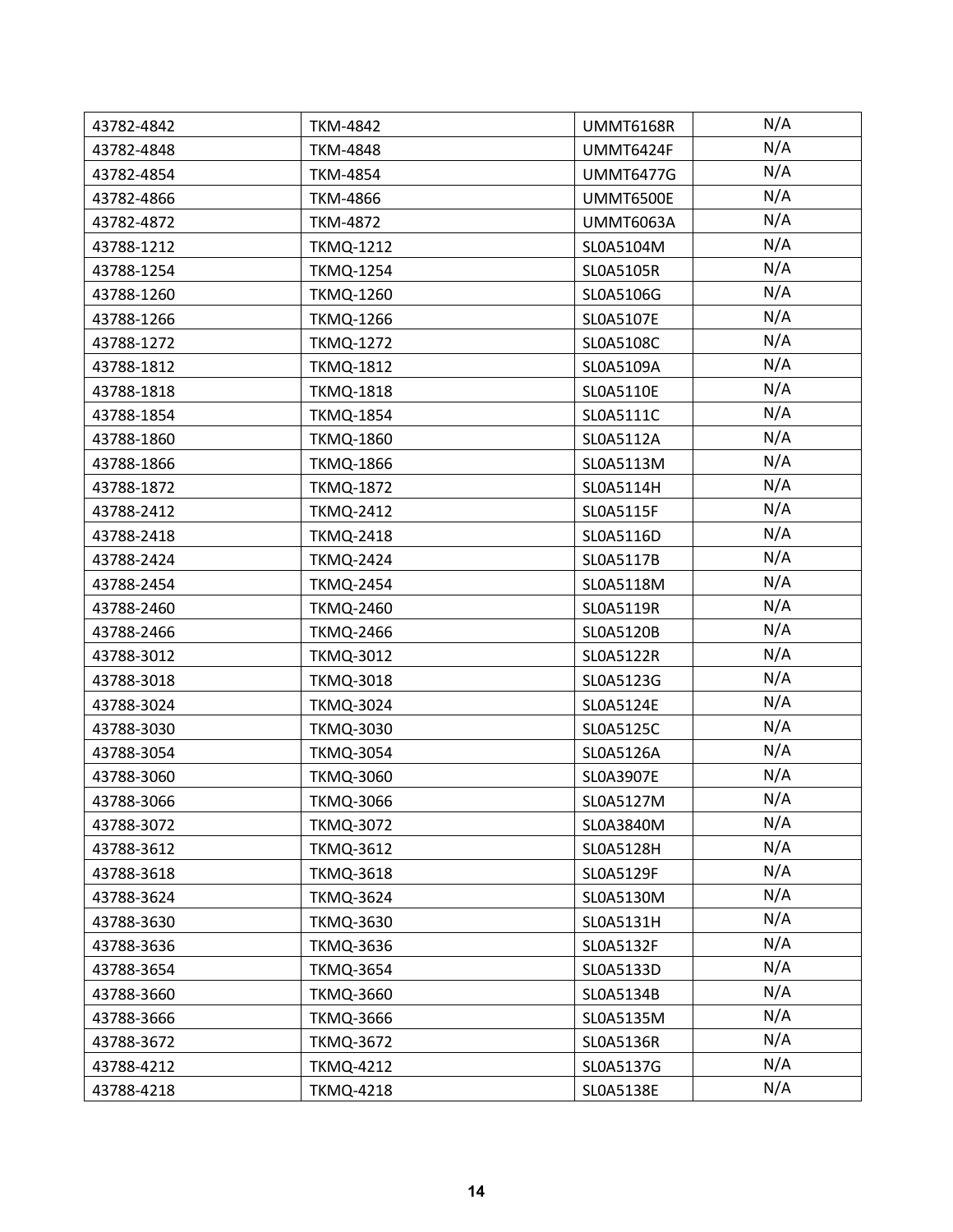| | | | |
|---|---|---|---|
| 43782-4842 | TKM-4842 | UMMT6168R | N/A |
| 43782-4848 | TKM-4848 | UMMT6424F | N/A |
| 43782-4854 | TKM-4854 | UMMT6477G | N/A |
| 43782-4866 | TKM-4866 | UMMT6500E | N/A |
| 43782-4872 | TKM-4872 | UMMT6063A | N/A |
| 43788-1212 | TKMQ-1212 | SL0A5104M | N/A |
| 43788-1254 | TKMQ-1254 | SL0A5105R | N/A |
| 43788-1260 | TKMQ-1260 | SL0A5106G | N/A |
| 43788-1266 | TKMQ-1266 | SL0A5107E | N/A |
| 43788-1272 | TKMQ-1272 | SL0A5108C | N/A |
| 43788-1812 | TKMQ-1812 | SL0A5109A | N/A |
| 43788-1818 | TKMQ-1818 | SL0A5110E | N/A |
| 43788-1854 | TKMQ-1854 | SL0A5111C | N/A |
| 43788-1860 | TKMQ-1860 | SL0A5112A | N/A |
| 43788-1866 | TKMQ-1866 | SL0A5113M | N/A |
| 43788-1872 | TKMQ-1872 | SL0A5114H | N/A |
| 43788-2412 | TKMQ-2412 | SL0A5115F | N/A |
| 43788-2418 | TKMQ-2418 | SL0A5116D | N/A |
| 43788-2424 | TKMQ-2424 | SL0A5117B | N/A |
| 43788-2454 | TKMQ-2454 | SL0A5118M | N/A |
| 43788-2460 | TKMQ-2460 | SL0A5119R | N/A |
| 43788-2466 | TKMQ-2466 | SL0A5120B | N/A |
| 43788-3012 | TKMQ-3012 | SL0A5122R | N/A |
| 43788-3018 | TKMQ-3018 | SL0A5123G | N/A |
| 43788-3024 | TKMQ-3024 | SL0A5124E | N/A |
| 43788-3030 | TKMQ-3030 | SL0A5125C | N/A |
| 43788-3054 | TKMQ-3054 | SL0A5126A | N/A |
| 43788-3060 | TKMQ-3060 | SL0A3907E | N/A |
| 43788-3066 | TKMQ-3066 | SL0A5127M | N/A |
| 43788-3072 | TKMQ-3072 | SL0A3840M | N/A |
| 43788-3612 | TKMQ-3612 | SL0A5128H | N/A |
| 43788-3618 | TKMQ-3618 | SL0A5129F | N/A |
| 43788-3624 | TKMQ-3624 | SL0A5130M | N/A |
| 43788-3630 | TKMQ-3630 | SL0A5131H | N/A |
| 43788-3636 | TKMQ-3636 | SL0A5132F | N/A |
| 43788-3654 | TKMQ-3654 | SL0A5133D | N/A |
| 43788-3660 | TKMQ-3660 | SL0A5134B | N/A |
| 43788-3666 | TKMQ-3666 | SL0A5135M | N/A |
| 43788-3672 | TKMQ-3672 | SL0A5136R | N/A |
| 43788-4212 | TKMQ-4212 | SL0A5137G | N/A |
| 43788-4218 | TKMQ-4218 | SL0A5138E | N/A |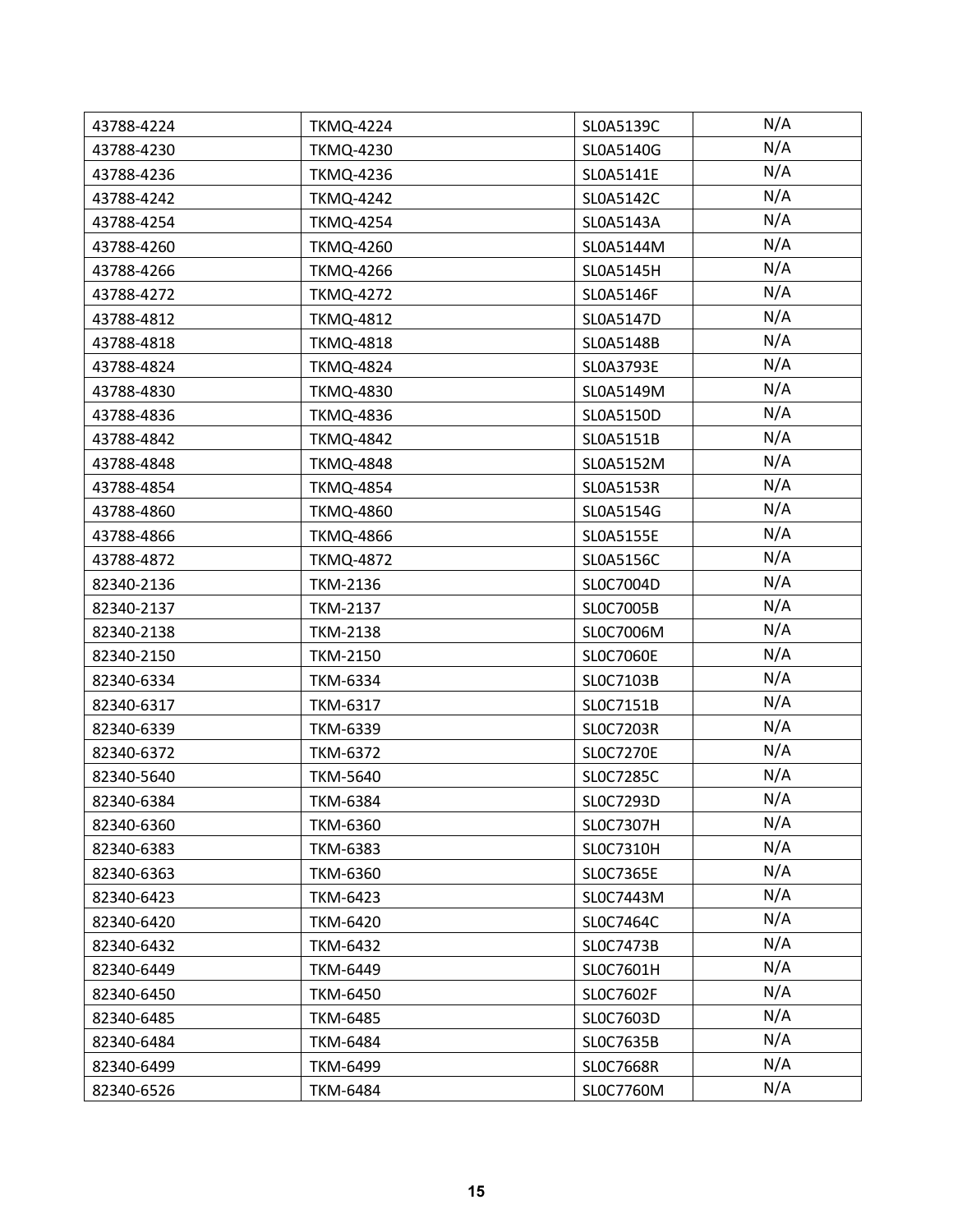| 43788-4224 | TKMQ-4224 | SL0A5139C | N/A |
|---|---|---|---|
| 43788-4230 | TKMQ-4230 | SL0A5140G | N/A |
| 43788-4236 | TKMQ-4236 | SL0A5141E | N/A |
| 43788-4242 | TKMQ-4242 | SL0A5142C | N/A |
| 43788-4254 | TKMQ-4254 | SL0A5143A | N/A |
| 43788-4260 | TKMQ-4260 | SL0A5144M | N/A |
| 43788-4266 | TKMQ-4266 | SL0A5145H | N/A |
| 43788-4272 | TKMQ-4272 | SL0A5146F | N/A |
| 43788-4812 | TKMQ-4812 | SL0A5147D | N/A |
| 43788-4818 | TKMQ-4818 | SL0A5148B | N/A |
| 43788-4824 | TKMQ-4824 | SL0A3793E | N/A |
| 43788-4830 | TKMQ-4830 | SL0A5149M | N/A |
| 43788-4836 | TKMQ-4836 | SL0A5150D | N/A |
| 43788-4842 | TKMQ-4842 | SL0A5151B | N/A |
| 43788-4848 | TKMQ-4848 | SL0A5152M | N/A |
| 43788-4854 | TKMQ-4854 | SL0A5153R | N/A |
| 43788-4860 | TKMQ-4860 | SL0A5154G | N/A |
| 43788-4866 | TKMQ-4866 | SL0A5155E | N/A |
| 43788-4872 | TKMQ-4872 | SL0A5156C | N/A |
| 82340-2136 | TKM-2136 | SL0C7004D | N/A |
| 82340-2137 | TKM-2137 | SL0C7005B | N/A |
| 82340-2138 | TKM-2138 | SL0C7006M | N/A |
| 82340-2150 | TKM-2150 | SL0C7060E | N/A |
| 82340-6334 | TKM-6334 | SL0C7103B | N/A |
| 82340-6317 | TKM-6317 | SL0C7151B | N/A |
| 82340-6339 | TKM-6339 | SL0C7203R | N/A |
| 82340-6372 | TKM-6372 | SL0C7270E | N/A |
| 82340-5640 | TKM-5640 | SL0C7285C | N/A |
| 82340-6384 | TKM-6384 | SL0C7293D | N/A |
| 82340-6360 | TKM-6360 | SL0C7307H | N/A |
| 82340-6383 | TKM-6383 | SL0C7310H | N/A |
| 82340-6363 | TKM-6360 | SL0C7365E | N/A |
| 82340-6423 | TKM-6423 | SL0C7443M | N/A |
| 82340-6420 | TKM-6420 | SL0C7464C | N/A |
| 82340-6432 | TKM-6432 | SL0C7473B | N/A |
| 82340-6449 | TKM-6449 | SL0C7601H | N/A |
| 82340-6450 | TKM-6450 | SL0C7602F | N/A |
| 82340-6485 | TKM-6485 | SL0C7603D | N/A |
| 82340-6484 | TKM-6484 | SL0C7635B | N/A |
| 82340-6499 | TKM-6499 | SL0C7668R | N/A |
| 82340-6526 | TKM-6484 | SL0C7760M | N/A |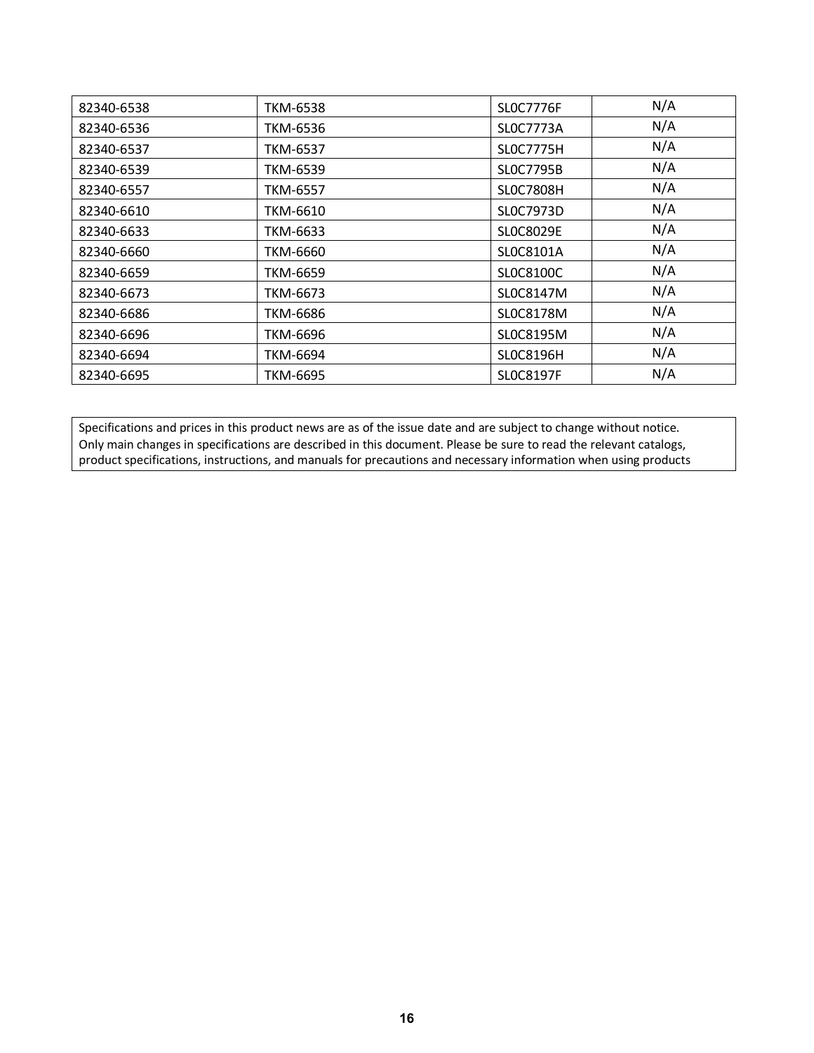| | | | |
|---|---|---|---|
| 82340-6538 | TKM-6538 | SL0C7776F | N/A |
| 82340-6536 | TKM-6536 | SL0C7773A | N/A |
| 82340-6537 | TKM-6537 | SL0C7775H | N/A |
| 82340-6539 | TKM-6539 | SL0C7795B | N/A |
| 82340-6557 | TKM-6557 | SL0C7808H | N/A |
| 82340-6610 | TKM-6610 | SL0C7973D | N/A |
| 82340-6633 | TKM-6633 | SL0C8029E | N/A |
| 82340-6660 | TKM-6660 | SL0C8101A | N/A |
| 82340-6659 | TKM-6659 | SL0C8100C | N/A |
| 82340-6673 | TKM-6673 | SL0C8147M | N/A |
| 82340-6686 | TKM-6686 | SL0C8178M | N/A |
| 82340-6696 | TKM-6696 | SL0C8195M | N/A |
| 82340-6694 | TKM-6694 | SL0C8196H | N/A |
| 82340-6695 | TKM-6695 | SL0C8197F | N/A |

Specifications and prices in this product news are as of the issue date and are subject to change without notice. Only main changes in specifications are described in this document. Please be sure to read the relevant catalogs, product specifications, instructions, and manuals for precautions and necessary information when using products